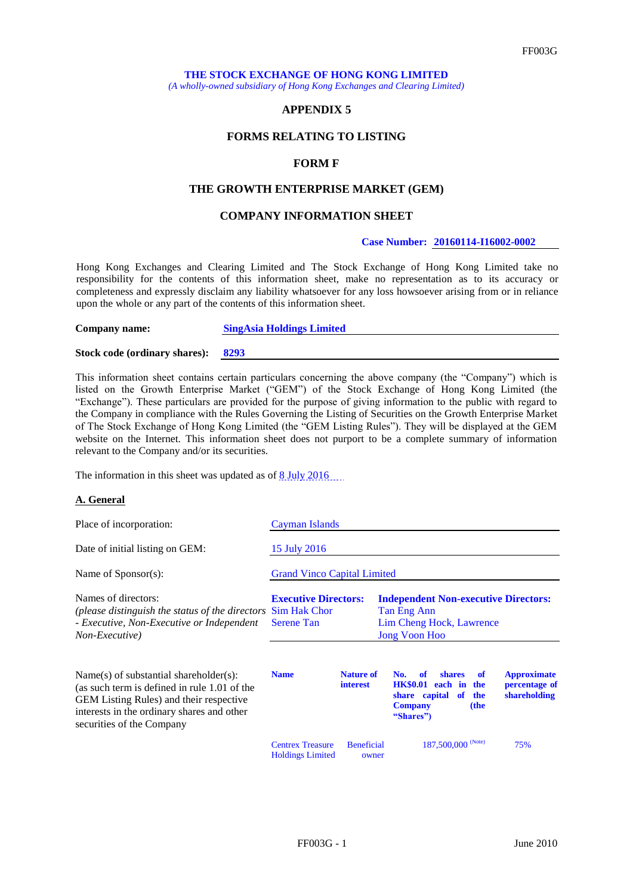FF003G

**THE STOCK EXCHANGE OF HONG KONG LIMITED**
*(A wholly-owned subsidiary of Hong Kong Exchanges and Clearing Limited)*

**APPENDIX 5**

**FORMS RELATING TO LISTING**

**FORM F**

**THE GROWTH ENTERPRISE MARKET (GEM)**

**COMPANY INFORMATION SHEET**

**Case Number: 20160114-I16002-0002**

Hong Kong Exchanges and Clearing Limited and The Stock Exchange of Hong Kong Limited take no responsibility for the contents of this information sheet, make no representation as to its accuracy or completeness and expressly disclaim any liability whatsoever for any loss howsoever arising from or in reliance upon the whole or any part of the contents of this information sheet.

**Company name:** SingAsia Holdings Limited

**Stock code (ordinary shares):** 8293

This information sheet contains certain particulars concerning the above company (the "Company") which is listed on the Growth Enterprise Market ("GEM") of the Stock Exchange of Hong Kong Limited (the "Exchange"). These particulars are provided for the purpose of giving information to the public with regard to the Company in compliance with the Rules Governing the Listing of Securities on the Growth Enterprise Market of The Stock Exchange of Hong Kong Limited (the "GEM Listing Rules"). They will be displayed at the GEM website on the Internet. This information sheet does not purport to be a complete summary of information relevant to the Company and/or its securities.

The information in this sheet was updated as of 8 July 2016

**A. General**

Place of incorporation: Cayman Islands

Date of initial listing on GEM: 15 July 2016

Name of Sponsor(s): Grand Vinco Capital Limited

Names of directors:
*(please distinguish the status of the directors - Executive, Non-Executive or Independent Non-Executive)*

| **Executive Directors:** | **Independent Non-executive Directors:** |
|---|---|
| Sim Hak Chor | Tan Eng Ann |
| Serene Tan | Lim Cheng Hock, Lawrence |
| | Jong Voon Hoo |

Name(s) of substantial shareholder(s): (as such term is defined in rule 1.01 of the GEM Listing Rules) and their respective interests in the ordinary shares and other securities of the Company

| Name | Nature of interest | No. of shares of HK$0.01 each in the share capital of the Company (the "Shares") | Approximate percentage of shareholding |
|---|---|---|---|
| Centrex Treasure Holdings Limited | Beneficial owner | 187,500,000 (Note) | 75% |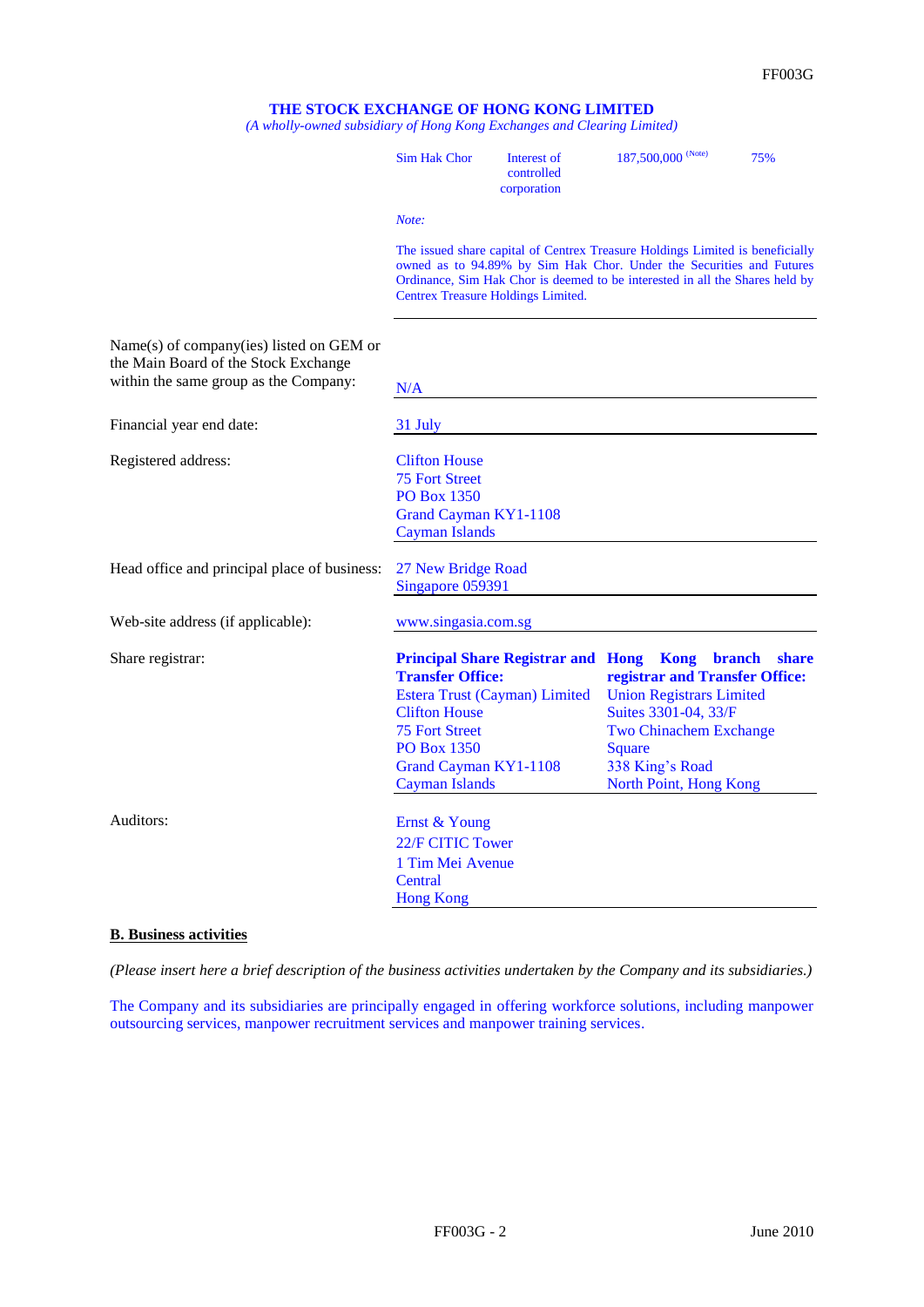**THE STOCK EXCHANGE OF HONG KONG LIMITED**

*(A wholly-owned subsidiary of Hong Kong Exchanges and Clearing Limited)*

| | | | |
|---|---|---|---|
| Sim Hak Chor | Interest of controlled corporation | 187,500,000 (Note) | 75% |

*Note:*

The issued share capital of Centrex Treasure Holdings Limited is beneficially owned as to 94.89% by Sim Hak Chor. Under the Securities and Futures Ordinance, Sim Hak Chor is deemed to be interested in all the Shares held by Centrex Treasure Holdings Limited.

| | |
|---|---|
| Name(s) of company(ies) listed on GEM or the Main Board of the Stock Exchange within the same group as the Company: | N/A |
| Financial year end date: | 31 July |
| Registered address: | Clifton House<br>75 Fort Street<br>PO Box 1350<br>Grand Cayman KY1-1108<br>Cayman Islands |
| Head office and principal place of business: | 27 New Bridge Road<br>Singapore 059391 |
| Web-site address (if applicable): | www.singasia.com.sg |
| Share registrar: | **Principal Share Registrar and Transfer Office:**<br>Estera Trust (Cayman) Limited<br>Clifton House<br>75 Fort Street<br>PO Box 1350<br>Grand Cayman KY1-1108<br>Cayman Islands<br><br>**Hong Kong branch share registrar and Transfer Office:**<br>Union Registrars Limited<br>Suites 3301-04, 33/F<br>Two Chinachem Exchange Square<br>338 King's Road<br>North Point, Hong Kong |
| Auditors: | Ernst & Young<br>22/F CITIC Tower<br>1 Tim Mei Avenue<br>Central<br>Hong Kong |

## B. Business activities

*(Please insert here a brief description of the business activities undertaken by the Company and its subsidiaries.)*

The Company and its subsidiaries are principally engaged in offering workforce solutions, including manpower outsourcing services, manpower recruitment services and manpower training services.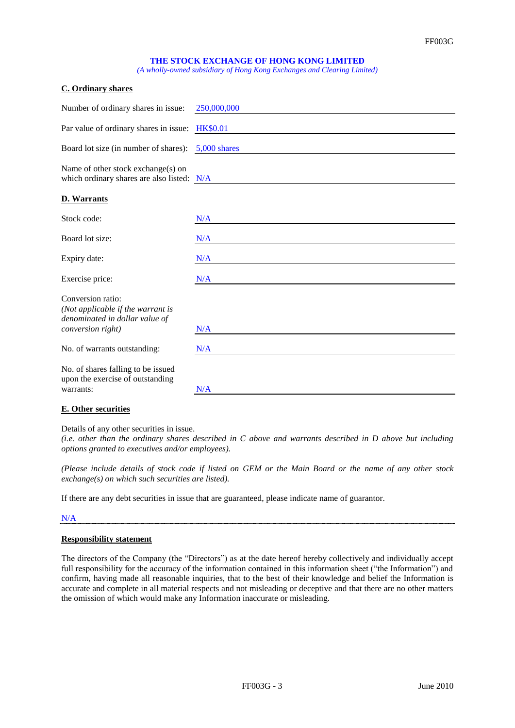**THE STOCK EXCHANGE OF HONG KONG LIMITED**

*(A wholly-owned subsidiary of Hong Kong Exchanges and Clearing Limited)*

## C. Ordinary shares

| | |
|---|---|
| Number of ordinary shares in issue: | 250,000,000 |
| Par value of ordinary shares in issue: | HK$0.01 |
| Board lot size (in number of shares): | 5,000 shares |
| Name of other stock exchange(s) on which ordinary shares are also listed: | N/A |

## D. Warrants

| | |
|---|---|
| Stock code: | N/A |
| Board lot size: | N/A |
| Expiry date: | N/A |
| Exercise price: | N/A |
| Conversion ratio: *(Not applicable if the warrant is denominated in dollar value of conversion right)* | N/A |
| No. of warrants outstanding: | N/A |
| No. of shares falling to be issued upon the exercise of outstanding warrants: | N/A |

## E. Other securities

Details of any other securities in issue.

*(i.e. other than the ordinary shares described in C above and warrants described in D above but including options granted to executives and/or employees).*

*(Please include details of stock code if listed on GEM or the Main Board or the name of any other stock exchange(s) on which such securities are listed).*

If there are any debt securities in issue that are guaranteed, please indicate name of guarantor.

N/A

## Responsibility statement

The directors of the Company (the "Directors") as at the date hereof hereby collectively and individually accept full responsibility for the accuracy of the information contained in this information sheet ("the Information") and confirm, having made all reasonable inquiries, that to the best of their knowledge and belief the Information is accurate and complete in all material respects and not misleading or deceptive and that there are no other matters the omission of which would make any Information inaccurate or misleading.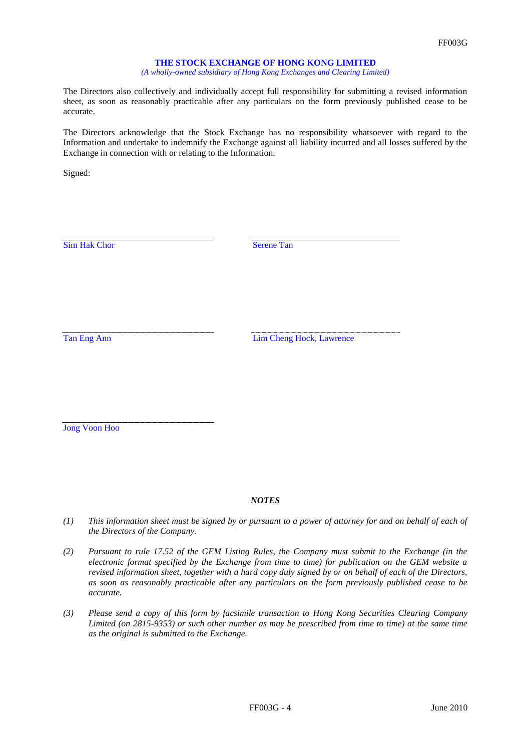**THE STOCK EXCHANGE OF HONG KONG LIMITED**

*(A wholly-owned subsidiary of Hong Kong Exchanges and Clearing Limited)*

The Directors also collectively and individually accept full responsibility for submitting a revised information sheet, as soon as reasonably practicable after any particulars on the form previously published cease to be accurate.

The Directors acknowledge that the Stock Exchange has no responsibility whatsoever with regard to the Information and undertake to indemnify the Exchange against all liability incurred and all losses suffered by the Exchange in connection with or relating to the Information.

Signed:

| | |
|---|---|
| Sim Hak Chor | Serene Tan |
| Tan Eng Ann | Lim Cheng Hock, Lawrence |
| Jong Voon Hoo | |

***NOTES***

*(1) This information sheet must be signed by or pursuant to a power of attorney for and on behalf of each of the Directors of the Company.*

*(2) Pursuant to rule 17.52 of the GEM Listing Rules, the Company must submit to the Exchange (in the electronic format specified by the Exchange from time to time) for publication on the GEM website a revised information sheet, together with a hard copy duly signed by or on behalf of each of the Directors, as soon as reasonably practicable after any particulars on the form previously published cease to be accurate.*

*(3) Please send a copy of this form by facsimile transaction to Hong Kong Securities Clearing Company Limited (on 2815-9353) or such other number as may be prescribed from time to time) at the same time as the original is submitted to the Exchange.*